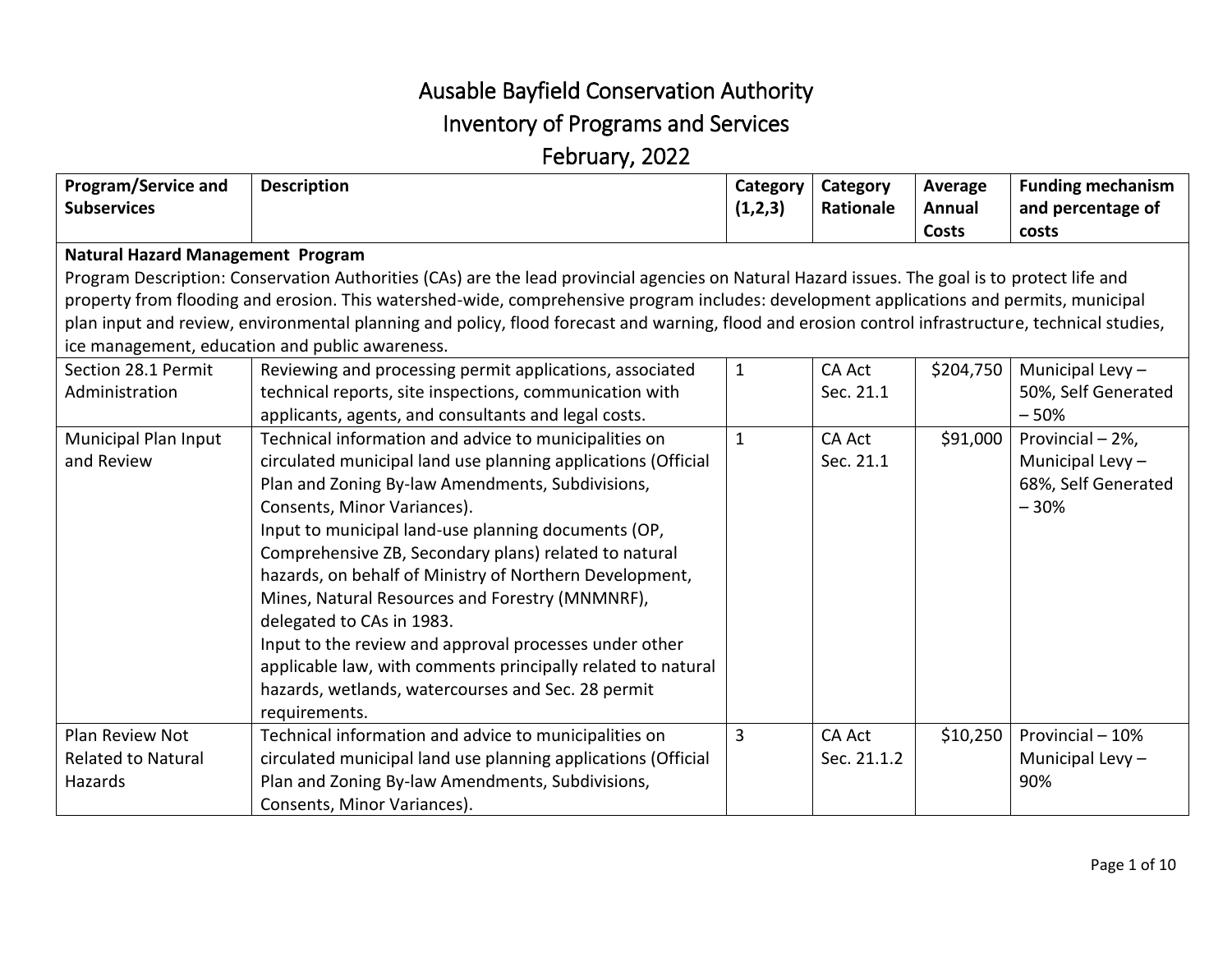# Ausable Bayfield Conservation Authority

## Inventory of Programs and Services

## February, 2022

| Program/Service and Subservices | Description | Category (1,2,3) | Category Rationale | Average Annual Costs | Funding mechanism and percentage of costs |
|---|---|---|---|---|---|
| **Natural Hazard Management Program**<br>Program Description: Conservation Authorities (CAs) are the lead provincial agencies on Natural Hazard issues. The goal is to protect life and property from flooding and erosion. This watershed-wide, comprehensive program includes: development applications and permits, municipal plan input and review, environmental planning and policy, flood forecast and warning, flood and erosion control infrastructure, technical studies, ice management, education and public awareness. | | | | | |
| Section 28.1 Permit Administration | Reviewing and processing permit applications, associated technical reports, site inspections, communication with applicants, agents, and consultants and legal costs. | 1 | CA Act Sec. 21.1 | $204,750 | Municipal Levy – 50%, Self Generated – 50% |
| Municipal Plan Input and Review | Technical information and advice to municipalities on circulated municipal land use planning applications (Official Plan and Zoning By-law Amendments, Subdivisions, Consents, Minor Variances).<br>Input to municipal land-use planning documents (OP, Comprehensive ZB, Secondary plans) related to natural hazards, on behalf of Ministry of Northern Development, Mines, Natural Resources and Forestry (MNMNRF), delegated to CAs in 1983.<br>Input to the review and approval processes under other applicable law, with comments principally related to natural hazards, wetlands, watercourses and Sec. 28 permit requirements. | 1 | CA Act Sec. 21.1 | $91,000 | Provincial – 2%, Municipal Levy – 68%, Self Generated – 30% |
| Plan Review Not Related to Natural Hazards | Technical information and advice to municipalities on circulated municipal land use planning applications (Official Plan and Zoning By-law Amendments, Subdivisions, Consents, Minor Variances). | 3 | CA Act Sec. 21.1.2 | $10,250 | Provincial – 10% Municipal Levy – 90% |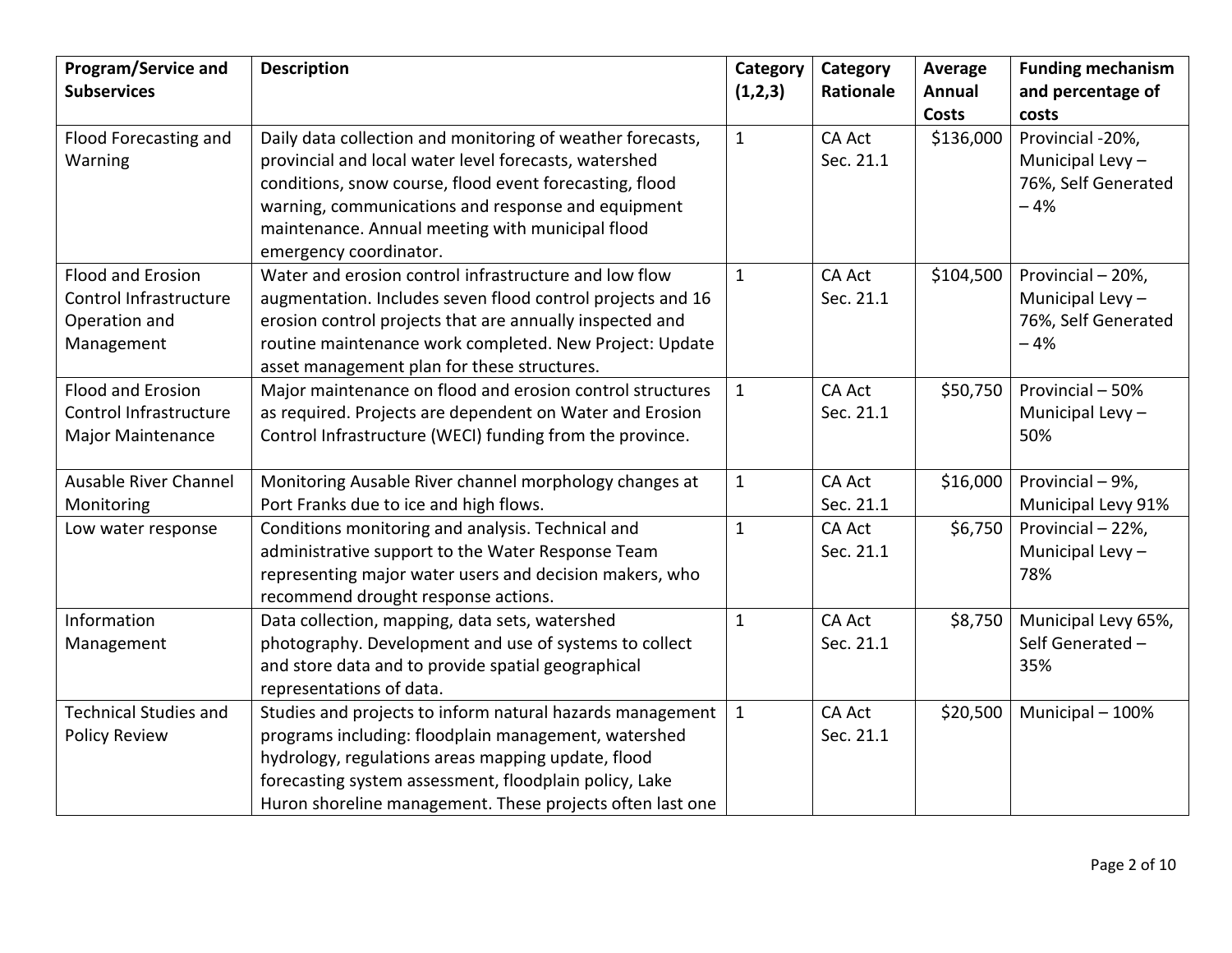| Program/Service and Subservices | Description | Category (1,2,3) | Category Rationale | Average Annual Costs | Funding mechanism and percentage of costs |
|---|---|---|---|---|---|
| Flood Forecasting and Warning | Daily data collection and monitoring of weather forecasts, provincial and local water level forecasts, watershed conditions, snow course, flood event forecasting, flood warning, communications and response and equipment maintenance. Annual meeting with municipal flood emergency coordinator. | 1 | CA Act Sec. 21.1 | $136,000 | Provincial -20%, Municipal Levy – 76%, Self Generated – 4% |
| Flood and Erosion Control Infrastructure Operation and Management | Water and erosion control infrastructure and low flow augmentation. Includes seven flood control projects and 16 erosion control projects that are annually inspected and routine maintenance work completed. New Project: Update asset management plan for these structures. | 1 | CA Act Sec. 21.1 | $104,500 | Provincial – 20%, Municipal Levy – 76%, Self Generated – 4% |
| Flood and Erosion Control Infrastructure Major Maintenance | Major maintenance on flood and erosion control structures as required. Projects are dependent on Water and Erosion Control Infrastructure (WECI) funding from the province. | 1 | CA Act Sec. 21.1 | $50,750 | Provincial – 50% Municipal Levy – 50% |
| Ausable River Channel Monitoring | Monitoring Ausable River channel morphology changes at Port Franks due to ice and high flows. | 1 | CA Act Sec. 21.1 | $16,000 | Provincial – 9%, Municipal Levy 91% |
| Low water response | Conditions monitoring and analysis. Technical and administrative support to the Water Response Team representing major water users and decision makers, who recommend drought response actions. | 1 | CA Act Sec. 21.1 | $6,750 | Provincial – 22%, Municipal Levy – 78% |
| Information Management | Data collection, mapping, data sets, watershed photography. Development and use of systems to collect and store data and to provide spatial geographical representations of data. | 1 | CA Act Sec. 21.1 | $8,750 | Municipal Levy 65%, Self Generated – 35% |
| Technical Studies and Policy Review | Studies and projects to inform natural hazards management programs including: floodplain management, watershed hydrology, regulations areas mapping update, flood forecasting system assessment, floodplain policy, Lake Huron shoreline management. These projects often last one | 1 | CA Act Sec. 21.1 | $20,500 | Municipal – 100% |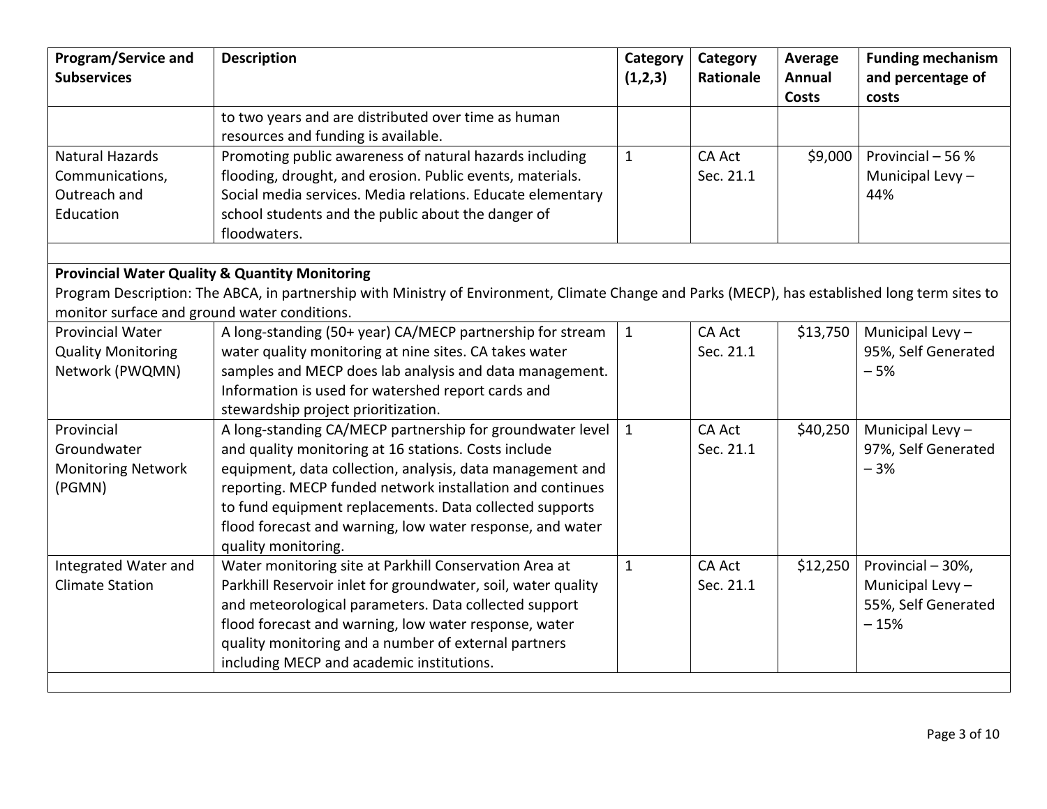| Program/Service and Subservices | Description | Category (1,2,3) | Category Rationale | Average Annual Costs | Funding mechanism and percentage of costs |
|---|---|---|---|---|---|
| | to two years and are distributed over time as human resources and funding is available. | | | | |
| Natural Hazards Communications, Outreach and Education | Promoting public awareness of natural hazards including flooding, drought, and erosion. Public events, materials. Social media services. Media relations. Educate elementary school students and the public about the danger of floodwaters. | 1 | CA Act Sec. 21.1 | $9,000 | Provincial – 56 % Municipal Levy – 44% |
| | | | | | |
| **Provincial Water Quality & Quantity Monitoring** Program Description: The ABCA, in partnership with Ministry of Environment, Climate Change and Parks (MECP), has established long term sites to monitor surface and ground water conditions. | | | | | |
| Provincial Water Quality Monitoring Network (PWQMN) | A long-standing (50+ year) CA/MECP partnership for stream water quality monitoring at nine sites. CA takes water samples and MECP does lab analysis and data management. Information is used for watershed report cards and stewardship project prioritization. | 1 | CA Act Sec. 21.1 | $13,750 | Municipal Levy – 95%, Self Generated – 5% |
| Provincial Groundwater Monitoring Network (PGMN) | A long-standing CA/MECP partnership for groundwater level and quality monitoring at 16 stations. Costs include equipment, data collection, analysis, data management and reporting. MECP funded network installation and continues to fund equipment replacements. Data collected supports flood forecast and warning, low water response, and water quality monitoring. | 1 | CA Act Sec. 21.1 | $40,250 | Municipal Levy – 97%, Self Generated – 3% |
| Integrated Water and Climate Station | Water monitoring site at Parkhill Conservation Area at Parkhill Reservoir inlet for groundwater, soil, water quality and meteorological parameters. Data collected support flood forecast and warning, low water response, water quality monitoring and a number of external partners including MECP and academic institutions. | 1 | CA Act Sec. 21.1 | $12,250 | Provincial – 30%, Municipal Levy – 55%, Self Generated – 15% |
| | | | | | |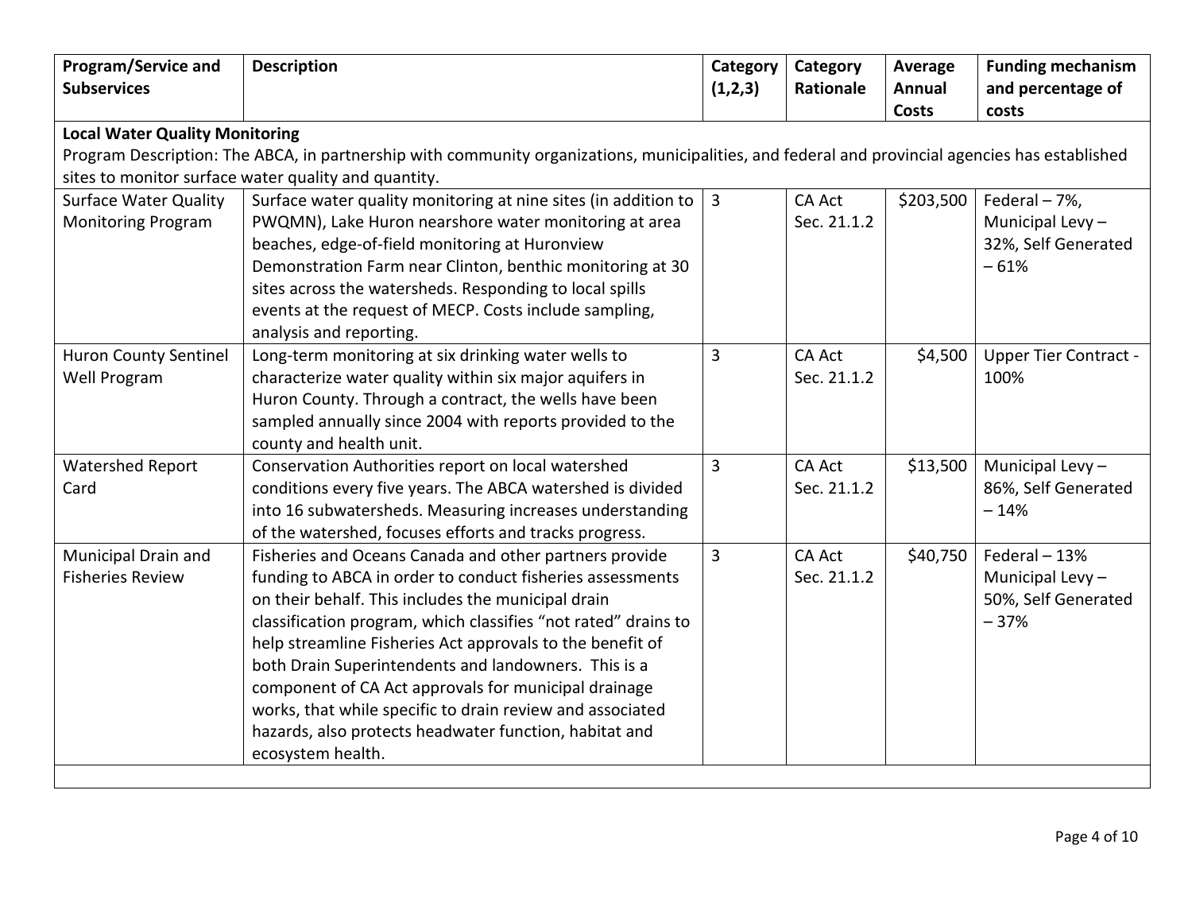| Program/Service and Subservices | Description | Category (1,2,3) | Category Rationale | Average Annual Costs | Funding mechanism and percentage of costs |
|---|---|---|---|---|---|
| **Local Water Quality Monitoring**<br>Program Description: The ABCA, in partnership with community organizations, municipalities, and federal and provincial agencies has established sites to monitor surface water quality and quantity. | | | | | |
| Surface Water Quality Monitoring Program | Surface water quality monitoring at nine sites (in addition to PWQMN), Lake Huron nearshore water monitoring at area beaches, edge-of-field monitoring at Huronview Demonstration Farm near Clinton, benthic monitoring at 30 sites across the watersheds. Responding to local spills events at the request of MECP. Costs include sampling, analysis and reporting. | 3 | CA Act Sec. 21.1.2 | $203,500 | Federal – 7%, Municipal Levy – 32%, Self Generated – 61% |
| Huron County Sentinel Well Program | Long-term monitoring at six drinking water wells to characterize water quality within six major aquifers in Huron County. Through a contract, the wells have been sampled annually since 2004 with reports provided to the county and health unit. | 3 | CA Act Sec. 21.1.2 | $4,500 | Upper Tier Contract - 100% |
| Watershed Report Card | Conservation Authorities report on local watershed conditions every five years. The ABCA watershed is divided into 16 subwatersheds. Measuring increases understanding of the watershed, focuses efforts and tracks progress. | 3 | CA Act Sec. 21.1.2 | $13,500 | Municipal Levy – 86%, Self Generated – 14% |
| Municipal Drain and Fisheries Review | Fisheries and Oceans Canada and other partners provide funding to ABCA in order to conduct fisheries assessments on their behalf. This includes the municipal drain classification program, which classifies "not rated" drains to help streamline Fisheries Act approvals to the benefit of both Drain Superintendents and landowners. This is a component of CA Act approvals for municipal drainage works, that while specific to drain review and associated hazards, also protects headwater function, habitat and ecosystem health. | 3 | CA Act Sec. 21.1.2 | $40,750 | Federal – 13% Municipal Levy – 50%, Self Generated – 37% |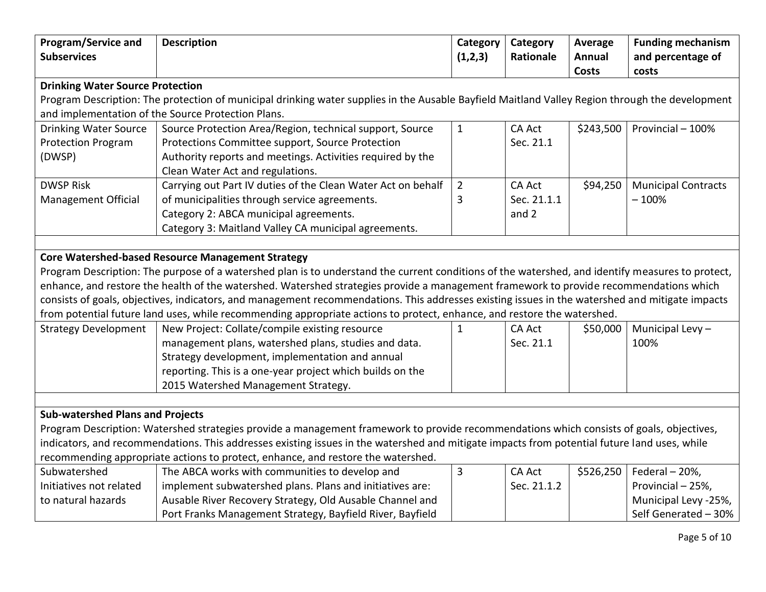| Program/Service and Subservices | Description | Category (1,2,3) | Category Rationale | Average Annual Costs | Funding mechanism and percentage of costs |
|---|---|---|---|---|---|
| **Drinking Water Source Protection**<br>Program Description: The protection of municipal drinking water supplies in the Ausable Bayfield Maitland Valley Region through the development and implementation of the Source Protection Plans. | | | | | |
| Drinking Water Source Protection Program (DWSP) | Source Protection Area/Region, technical support, Source Protections Committee support, Source Protection Authority reports and meetings. Activities required by the Clean Water Act and regulations. | 1 | CA Act Sec. 21.1 | $243,500 | Provincial – 100% |
| DWSP Risk Management Official | Carrying out Part IV duties of the Clean Water Act on behalf of municipalities through service agreements.<br>Category 2: ABCA municipal agreements.<br>Category 3: Maitland Valley CA municipal agreements. | 2<br>3 | CA Act Sec. 21.1.1 and 2 | $94,250 | Municipal Contracts – 100% |
| | | | | | |
| **Core Watershed-based Resource Management Strategy**<br>Program Description: The purpose of a watershed plan is to understand the current conditions of the watershed, and identify measures to protect, enhance, and restore the health of the watershed. Watershed strategies provide a management framework to provide recommendations which consists of goals, objectives, indicators, and management recommendations. This addresses existing issues in the watershed and mitigate impacts from potential future land uses, while recommending appropriate actions to protect, enhance, and restore the watershed. | | | | | |
| Strategy Development | New Project: Collate/compile existing resource management plans, watershed plans, studies and data. Strategy development, implementation and annual reporting. This is a one-year project which builds on the 2015 Watershed Management Strategy. | 1 | CA Act Sec. 21.1 | $50,000 | Municipal Levy – 100% |
| | | | | | |
| **Sub-watershed Plans and Projects**<br>Program Description: Watershed strategies provide a management framework to provide recommendations which consists of goals, objectives, indicators, and recommendations. This addresses existing issues in the watershed and mitigate impacts from potential future land uses, while recommending appropriate actions to protect, enhance, and restore the watershed. | | | | | |
| Subwatershed Initiatives not related to natural hazards | The ABCA works with communities to develop and implement subwatershed plans. Plans and initiatives are: Ausable River Recovery Strategy, Old Ausable Channel and Port Franks Management Strategy, Bayfield River, Bayfield | 3 | CA Act Sec. 21.1.2 | $526,250 | Federal – 20%,<br>Provincial – 25%,<br>Municipal Levy -25%,<br>Self Generated – 30% |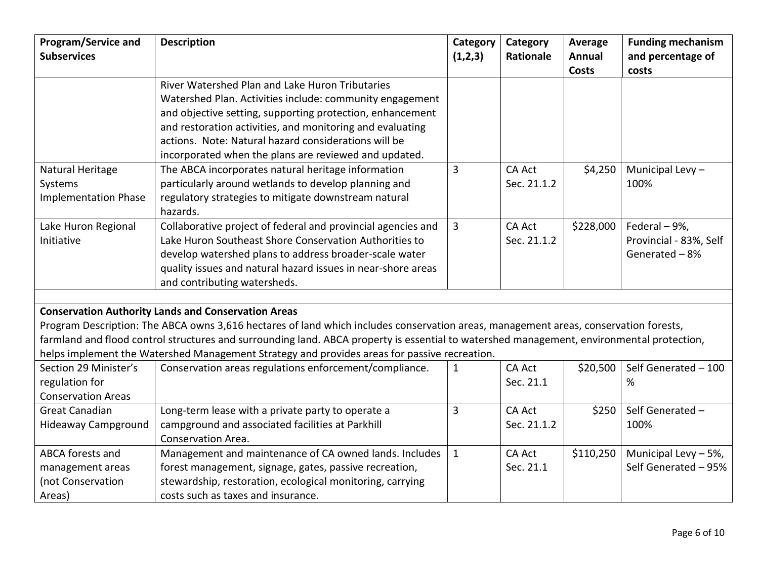| Program/Service and Subservices | Description | Category (1,2,3) | Category Rationale | Average Annual Costs | Funding mechanism and percentage of costs |
|---|---|---|---|---|---|
| | River Watershed Plan and Lake Huron Tributaries Watershed Plan. Activities include: community engagement and objective setting, supporting protection, enhancement and restoration activities, and monitoring and evaluating actions. Note: Natural hazard considerations will be incorporated when the plans are reviewed and updated. | | | | |
| Natural Heritage Systems Implementation Phase | The ABCA incorporates natural heritage information particularly around wetlands to develop planning and regulatory strategies to mitigate downstream natural hazards. | 3 | CA Act Sec. 21.1.2 | $4,250 | Municipal Levy – 100% |
| Lake Huron Regional Initiative | Collaborative project of federal and provincial agencies and Lake Huron Southeast Shore Conservation Authorities to develop watershed plans to address broader-scale water quality issues and natural hazard issues in near-shore areas and contributing watersheds. | 3 | CA Act Sec. 21.1.2 | $228,000 | Federal – 9%, Provincial - 83%, Self Generated – 8% |
| | | | | | |
| **Conservation Authority Lands and Conservation Areas** Program Description: The ABCA owns 3,616 hectares of land which includes conservation areas, management areas, conservation forests, farmland and flood control structures and surrounding land. ABCA property is essential to watershed management, environmental protection, helps implement the Watershed Management Strategy and provides areas for passive recreation. | | | | | |
| Section 29 Minister's regulation for Conservation Areas | Conservation areas regulations enforcement/compliance. | 1 | CA Act Sec. 21.1 | $20,500 | Self Generated – 100 % |
| Great Canadian Hideaway Campground | Long-term lease with a private party to operate a campground and associated facilities at Parkhill Conservation Area. | 3 | CA Act Sec. 21.1.2 | $250 | Self Generated – 100% |
| ABCA forests and management areas (not Conservation Areas) | Management and maintenance of CA owned lands. Includes forest management, signage, gates, passive recreation, stewardship, restoration, ecological monitoring, carrying costs such as taxes and insurance. | 1 | CA Act Sec. 21.1 | $110,250 | Municipal Levy – 5%, Self Generated – 95% |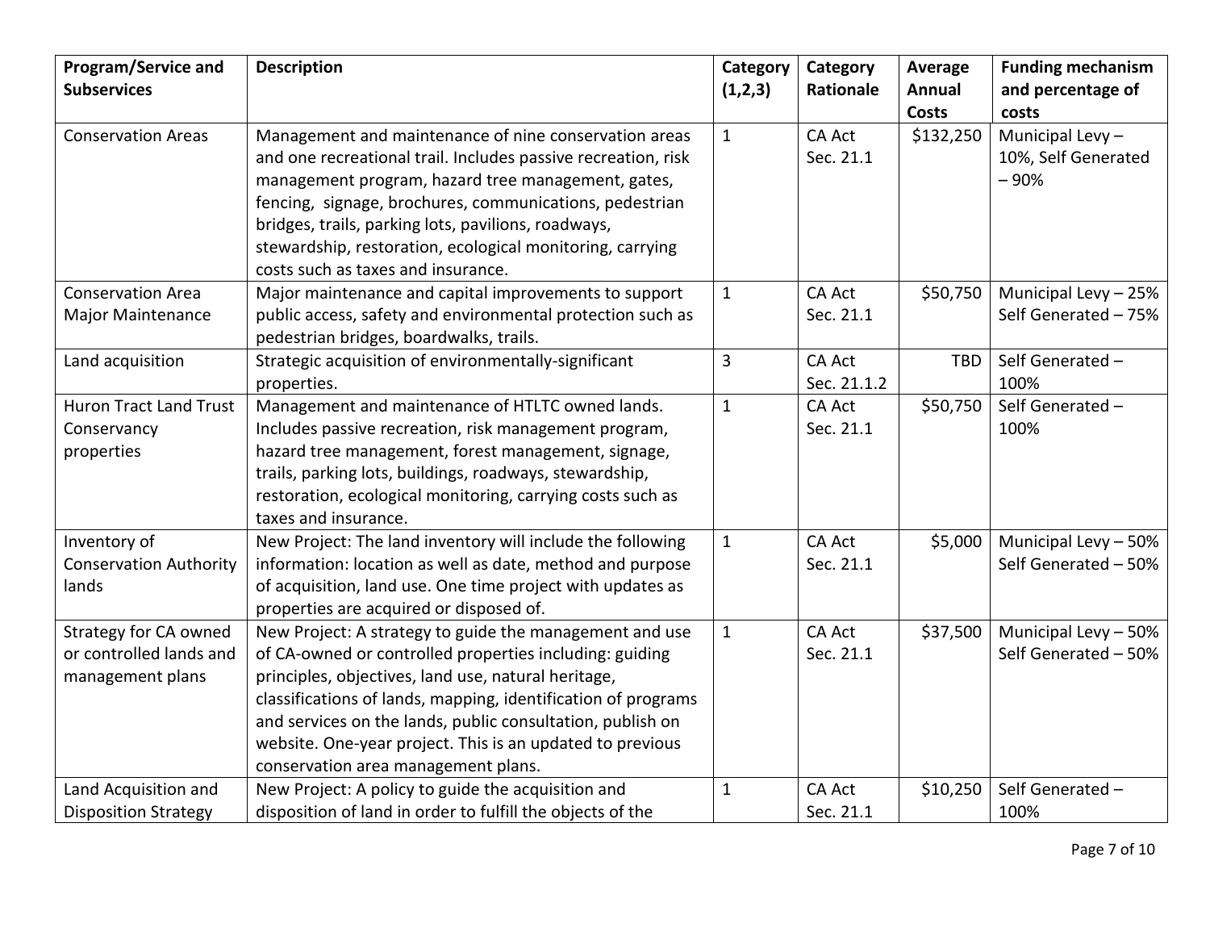| Program/Service and Subservices | Description | Category (1,2,3) | Category Rationale | Average Annual Costs | Funding mechanism and percentage of costs |
|---|---|---|---|---|---|
| Conservation Areas | Management and maintenance of nine conservation areas and one recreational trail. Includes passive recreation, risk management program, hazard tree management, gates, fencing, signage, brochures, communications, pedestrian bridges, trails, parking lots, pavilions, roadways, stewardship, restoration, ecological monitoring, carrying costs such as taxes and insurance. | 1 | CA Act Sec. 21.1 | $132,250 | Municipal Levy – 10%, Self Generated – 90% |
| Conservation Area Major Maintenance | Major maintenance and capital improvements to support public access, safety and environmental protection such as pedestrian bridges, boardwalks, trails. | 1 | CA Act Sec. 21.1 | $50,750 | Municipal Levy – 25% Self Generated – 75% |
| Land acquisition | Strategic acquisition of environmentally-significant properties. | 3 | CA Act Sec. 21.1.2 | TBD | Self Generated – 100% |
| Huron Tract Land Trust Conservancy properties | Management and maintenance of HTLTC owned lands. Includes passive recreation, risk management program, hazard tree management, forest management, signage, trails, parking lots, buildings, roadways, stewardship, restoration, ecological monitoring, carrying costs such as taxes and insurance. | 1 | CA Act Sec. 21.1 | $50,750 | Self Generated – 100% |
| Inventory of Conservation Authority lands | New Project: The land inventory will include the following information: location as well as date, method and purpose of acquisition, land use. One time project with updates as properties are acquired or disposed of. | 1 | CA Act Sec. 21.1 | $5,000 | Municipal Levy – 50% Self Generated – 50% |
| Strategy for CA owned or controlled lands and management plans | New Project: A strategy to guide the management and use of CA-owned or controlled properties including: guiding principles, objectives, land use, natural heritage, classifications of lands, mapping, identification of programs and services on the lands, public consultation, publish on website. One-year project. This is an updated to previous conservation area management plans. | 1 | CA Act Sec. 21.1 | $37,500 | Municipal Levy – 50% Self Generated – 50% |
| Land Acquisition and Disposition Strategy | New Project: A policy to guide the acquisition and disposition of land in order to fulfill the objects of the | 1 | CA Act Sec. 21.1 | $10,250 | Self Generated – 100% |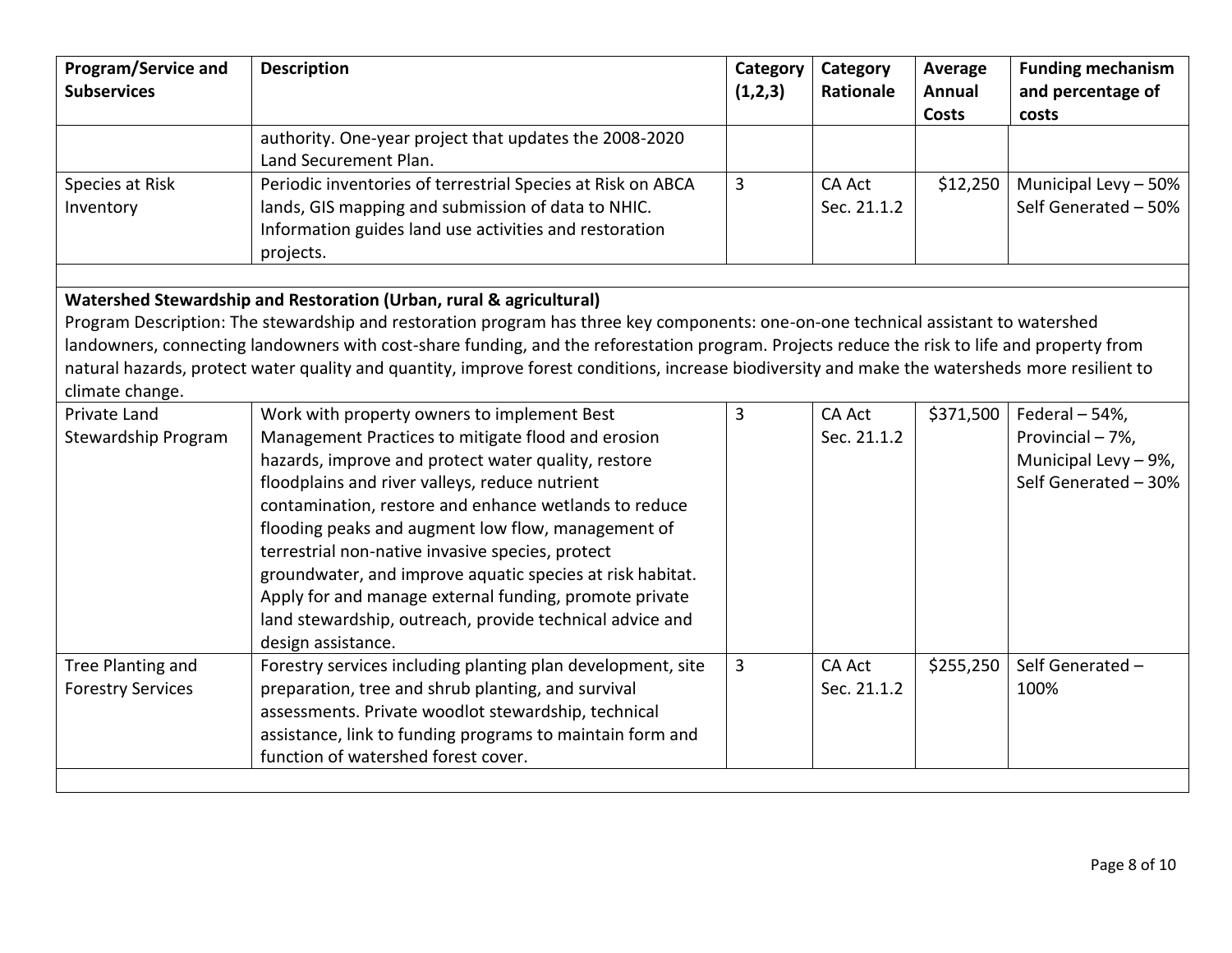| Program/Service and Subservices | Description | Category (1,2,3) | Category Rationale | Average Annual Costs | Funding mechanism and percentage of costs |
|---|---|---|---|---|---|
| | authority. One-year project that updates the 2008-2020 Land Securement Plan. | | | | |
| Species at Risk Inventory | Periodic inventories of terrestrial Species at Risk on ABCA lands, GIS mapping and submission of data to NHIC. Information guides land use activities and restoration projects. | 3 | CA Act Sec. 21.1.2 | $12,250 | Municipal Levy – 50% Self Generated – 50% |
| | | | | | |
| **Watershed Stewardship and Restoration (Urban, rural & agricultural)** Program Description: The stewardship and restoration program has three key components: one-on-one technical assistant to watershed landowners, connecting landowners with cost-share funding, and the reforestation program. Projects reduce the risk to life and property from natural hazards, protect water quality and quantity, improve forest conditions, increase biodiversity and make the watersheds more resilient to climate change. | | | | | |
| Private Land Stewardship Program | Work with property owners to implement Best Management Practices to mitigate flood and erosion hazards, improve and protect water quality, restore floodplains and river valleys, reduce nutrient contamination, restore and enhance wetlands to reduce flooding peaks and augment low flow, management of terrestrial non-native invasive species, protect groundwater, and improve aquatic species at risk habitat. Apply for and manage external funding, promote private land stewardship, outreach, provide technical advice and design assistance. | 3 | CA Act Sec. 21.1.2 | $371,500 | Federal – 54%, Provincial – 7%, Municipal Levy – 9%, Self Generated – 30% |
| Tree Planting and Forestry Services | Forestry services including planting plan development, site preparation, tree and shrub planting, and survival assessments. Private woodlot stewardship, technical assistance, link to funding programs to maintain form and function of watershed forest cover. | 3 | CA Act Sec. 21.1.2 | $255,250 | Self Generated – 100% |
| | | | | | |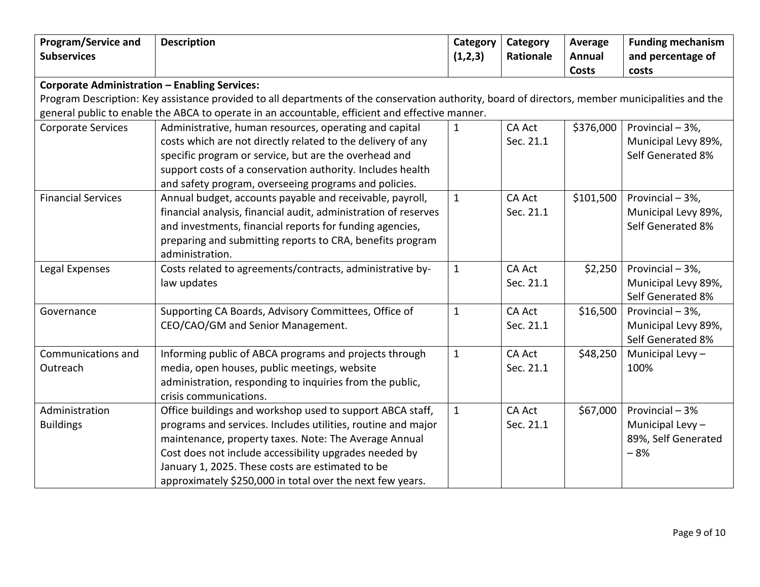| Program/Service and Subservices | Description | Category (1,2,3) | Category Rationale | Average Annual Costs | Funding mechanism and percentage of costs |
|---|---|---|---|---|---|
| **Corporate Administration – Enabling Services:** Program Description: Key assistance provided to all departments of the conservation authority, board of directors, member municipalities and the general public to enable the ABCA to operate in an accountable, efficient and effective manner. | | | | | |
| Corporate Services | Administrative, human resources, operating and capital costs which are not directly related to the delivery of any specific program or service, but are the overhead and support costs of a conservation authority. Includes health and safety program, overseeing programs and policies. | 1 | CA Act Sec. 21.1 | $376,000 | Provincial – 3%, Municipal Levy 89%, Self Generated 8% |
| Financial Services | Annual budget, accounts payable and receivable, payroll, financial analysis, financial audit, administration of reserves and investments, financial reports for funding agencies, preparing and submitting reports to CRA, benefits program administration. | 1 | CA Act Sec. 21.1 | $101,500 | Provincial – 3%, Municipal Levy 89%, Self Generated 8% |
| Legal Expenses | Costs related to agreements/contracts, administrative by-law updates | 1 | CA Act Sec. 21.1 | $2,250 | Provincial – 3%, Municipal Levy 89%, Self Generated 8% |
| Governance | Supporting CA Boards, Advisory Committees, Office of CEO/CAO/GM and Senior Management. | 1 | CA Act Sec. 21.1 | $16,500 | Provincial – 3%, Municipal Levy 89%, Self Generated 8% |
| Communications and Outreach | Informing public of ABCA programs and projects through media, open houses, public meetings, website administration, responding to inquiries from the public, crisis communications. | 1 | CA Act Sec. 21.1 | $48,250 | Municipal Levy – 100% |
| Administration Buildings | Office buildings and workshop used to support ABCA staff, programs and services. Includes utilities, routine and major maintenance, property taxes. Note: The Average Annual Cost does not include accessibility upgrades needed by January 1, 2025. These costs are estimated to be approximately $250,000 in total over the next few years. | 1 | CA Act Sec. 21.1 | $67,000 | Provincial – 3% Municipal Levy – 89%, Self Generated – 8% |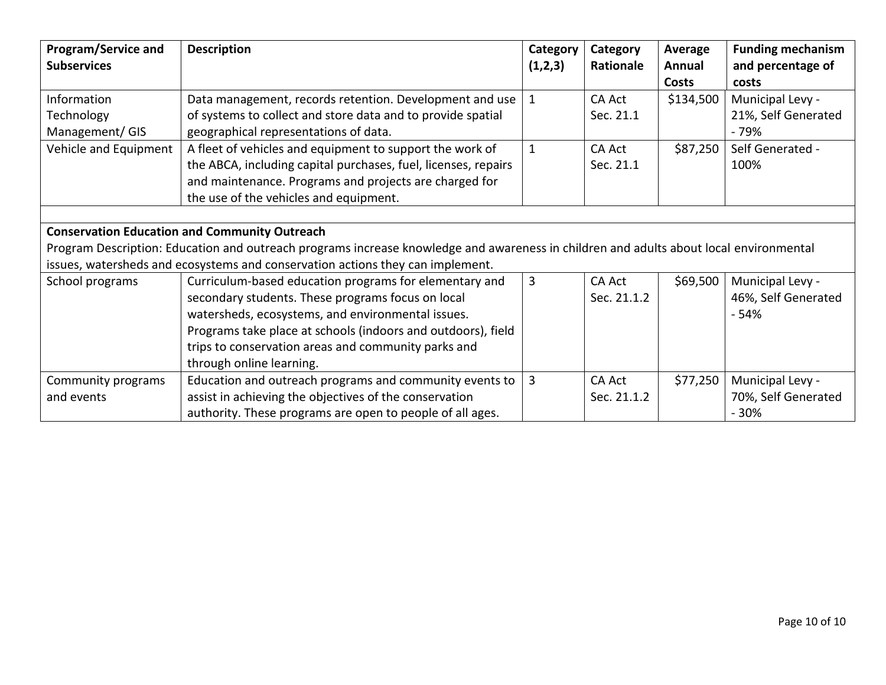| Program/Service and Subservices | Description | Category (1,2,3) | Category Rationale | Average Annual Costs | Funding mechanism and percentage of costs |
|---|---|---|---|---|---|
| Information Technology Management/ GIS | Data management, records retention. Development and use of systems to collect and store data and to provide spatial geographical representations of data. | 1 | CA Act Sec. 21.1 | $134,500 | Municipal Levy - 21%, Self Generated - 79% |
| Vehicle and Equipment | A fleet of vehicles and equipment to support the work of the ABCA, including capital purchases, fuel, licenses, repairs and maintenance. Programs and projects are charged for the use of the vehicles and equipment. | 1 | CA Act Sec. 21.1 | $87,250 | Self Generated - 100% |
| | | | | | |
| **Conservation Education and Community Outreach** Program Description: Education and outreach programs increase knowledge and awareness in children and adults about local environmental issues, watersheds and ecosystems and conservation actions they can implement. | | | | | |
| School programs | Curriculum-based education programs for elementary and secondary students. These programs focus on local watersheds, ecosystems, and environmental issues. Programs take place at schools (indoors and outdoors), field trips to conservation areas and community parks and through online learning. | 3 | CA Act Sec. 21.1.2 | $69,500 | Municipal Levy - 46%, Self Generated - 54% |
| Community programs and events | Education and outreach programs and community events to assist in achieving the objectives of the conservation authority. These programs are open to people of all ages. | 3 | CA Act Sec. 21.1.2 | $77,250 | Municipal Levy - 70%, Self Generated - 30% |